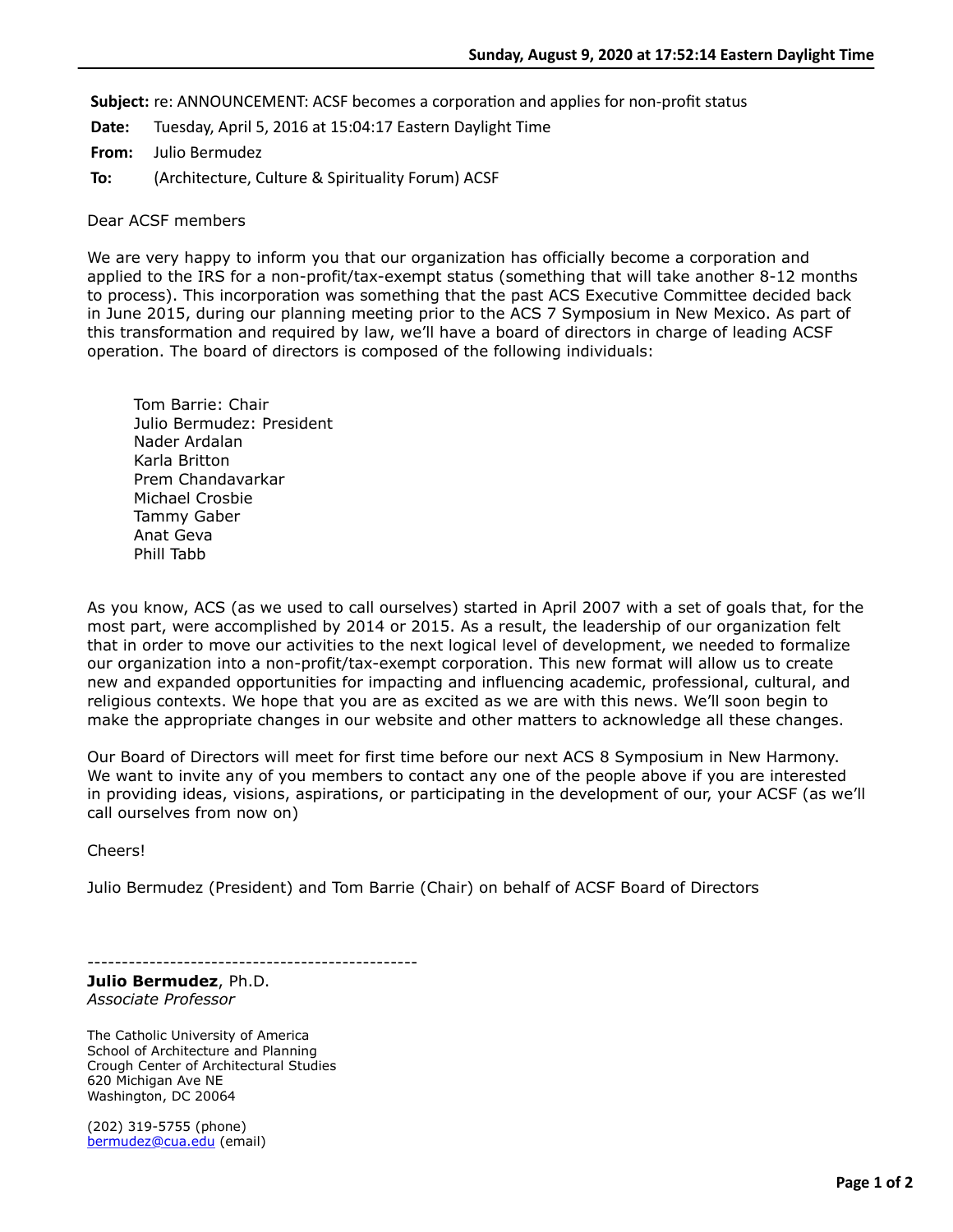**Subject:** re: ANNOUNCEMENT: ACSF becomes a corporation and applies for non-profit status

**Date:** Tuesday, April 5, 2016 at 15:04:17 Eastern Daylight Time

**From:** Julio Bermudez

**To:** (Architecture, Culture & Spirituality Forum) ACSF

Dear ACSF members

We are very happy to inform you that our organization has officially become a corporation and applied to the IRS for a non-profit/tax-exempt status (something that will take another 8-12 months to process). This incorporation was something that the past ACS Executive Committee decided back in June 2015, during our planning meeting prior to the ACS 7 Symposium in New Mexico. As part of this transformation and required by law, we'll have a board of directors in charge of leading ACSF operation. The board of directors is composed of the following individuals:

Tom Barrie: Chair
Julio Bermudez: President
Nader Ardalan
Karla Britton
Prem Chandavarkar
Michael Crosbie
Tammy Gaber
Anat Geva
Phill Tabb

As you know, ACS (as we used to call ourselves) started in April 2007 with a set of goals that, for the most part, were accomplished by 2014 or 2015. As a result, the leadership of our organization felt that in order to move our activities to the next logical level of development, we needed to formalize our organization into a non-profit/tax-exempt corporation. This new format will allow us to create new and expanded opportunities for impacting and influencing academic, professional, cultural, and religious contexts. We hope that you are as excited as we are with this news. We'll soon begin to make the appropriate changes in our website and other matters to acknowledge all these changes.

Our Board of Directors will meet for first time before our next ACS 8 Symposium in New Harmony. We want to invite any of you members to contact any one of the people above if you are interested in providing ideas, visions, aspirations, or participating in the development of our, your ACSF (as we'll call ourselves from now on)

Cheers!

Julio Bermudez (President) and Tom Barrie (Chair) on behalf of ACSF Board of Directors

------------------------------------------------

**Julio Bermudez**, Ph.D.
*Associate Professor*

The Catholic University of America
School of Architecture and Planning
Crough Center of Architectural Studies
620 Michigan Ave NE
Washington, DC 20064

(202) 319-5755 (phone)
bermudez@cua.edu (email)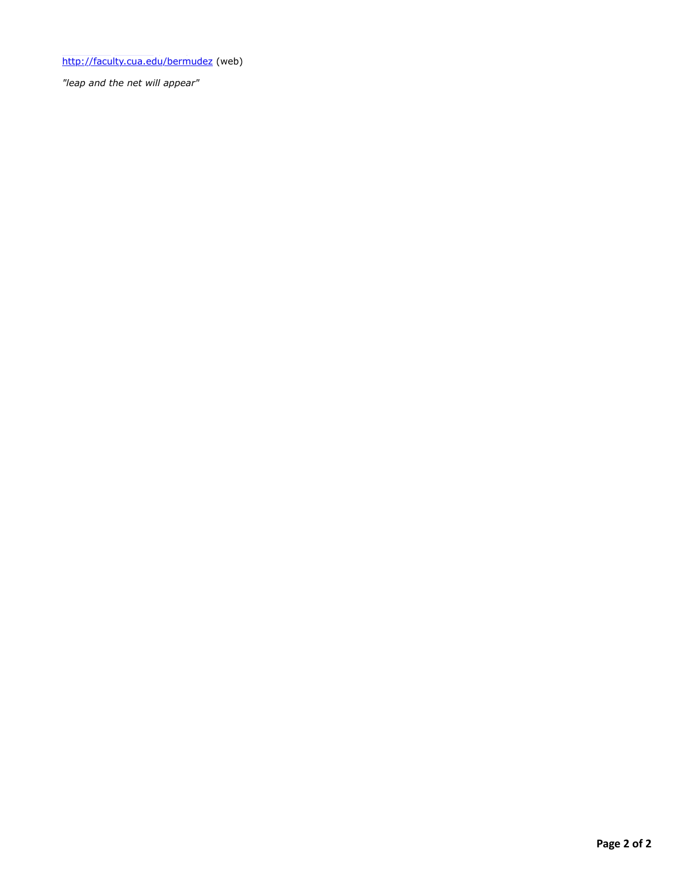[http://faculty.cua.edu/bermudez](http://faculty.cua.edu/bermudez) (web)

*"leap and the net will appear"*